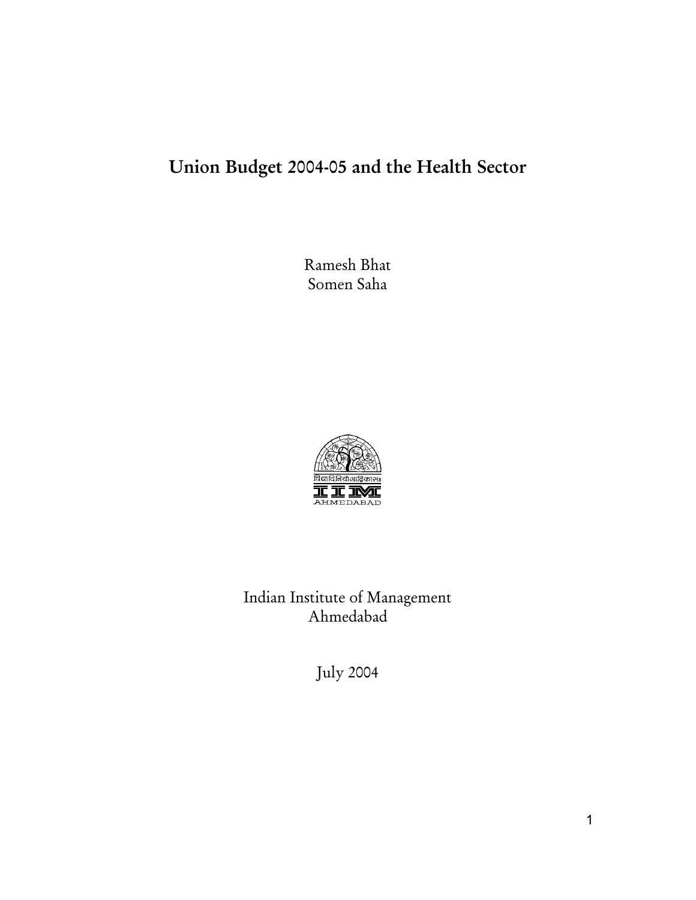# Union Budget 2004-05 and the Health Sector

Ramesh Bhat
Somen Saha

विद्याविनियोगाद्विकासः

IIM
AHMEDABAD

Indian Institute of Management
Ahmedabad

July 2004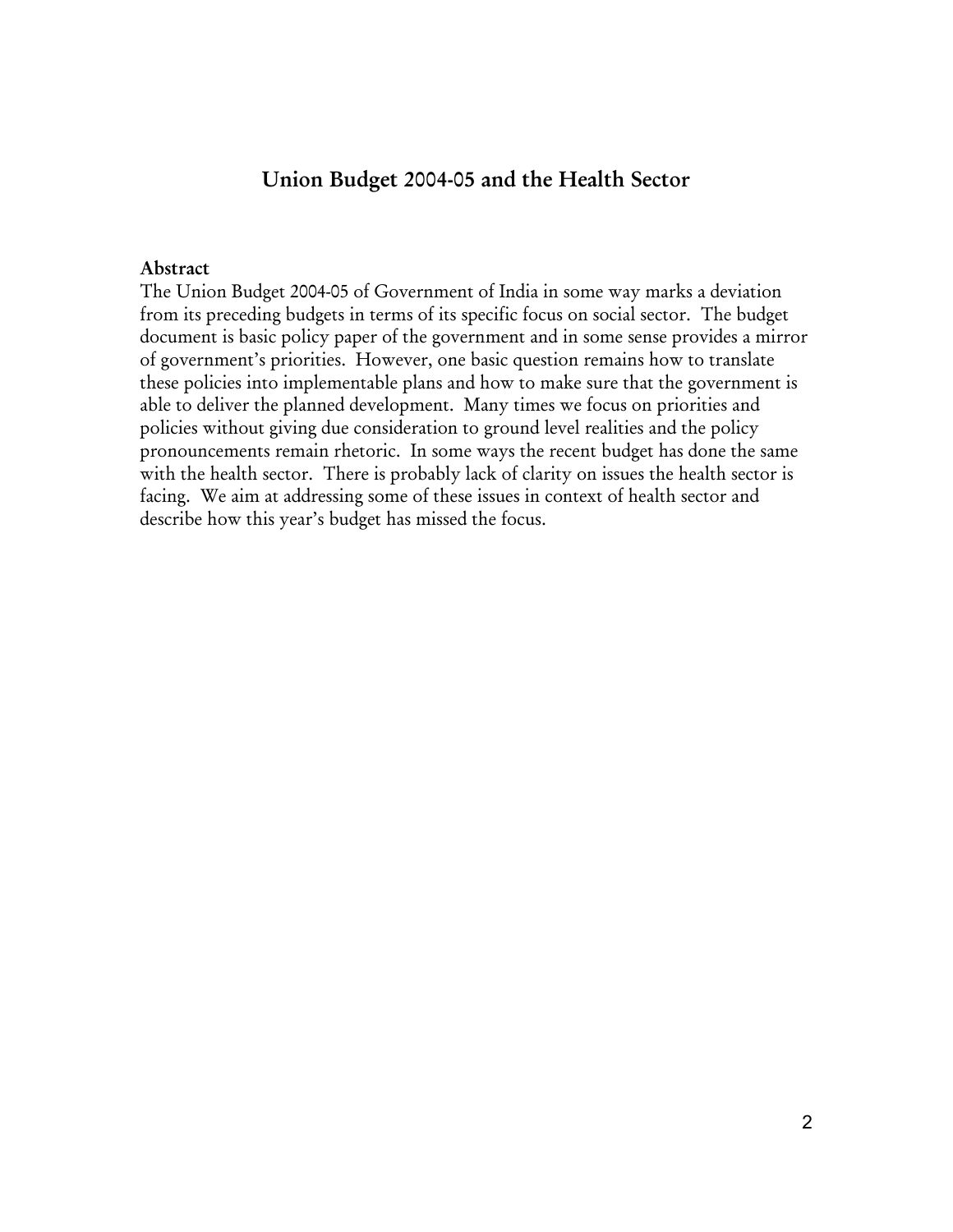## Union Budget 2004-05 and the Health Sector

### Abstract

The Union Budget 2004-05 of Government of India in some way marks a deviation from its preceding budgets in terms of its specific focus on social sector. The budget document is basic policy paper of the government and in some sense provides a mirror of government's priorities. However, one basic question remains how to translate these policies into implementable plans and how to make sure that the government is able to deliver the planned development. Many times we focus on priorities and policies without giving due consideration to ground level realities and the policy pronouncements remain rhetoric. In some ways the recent budget has done the same with the health sector. There is probably lack of clarity on issues the health sector is facing. We aim at addressing some of these issues in context of health sector and describe how this year's budget has missed the focus.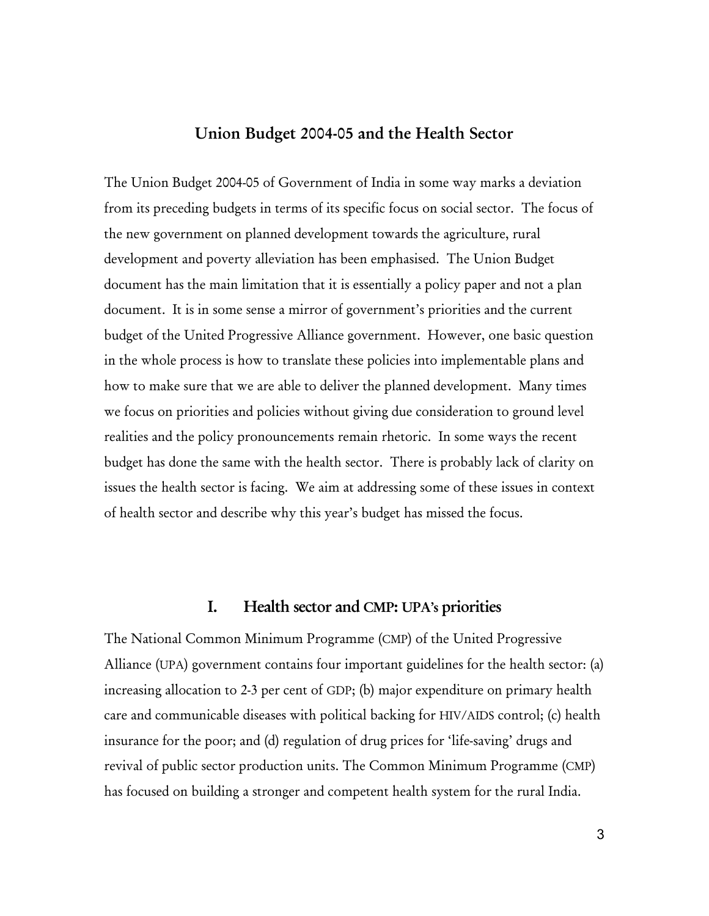## Union Budget 2004-05 and the Health Sector

The Union Budget 2004-05 of Government of India in some way marks a deviation from its preceding budgets in terms of its specific focus on social sector. The focus of the new government on planned development towards the agriculture, rural development and poverty alleviation has been emphasised. The Union Budget document has the main limitation that it is essentially a policy paper and not a plan document. It is in some sense a mirror of government's priorities and the current budget of the United Progressive Alliance government. However, one basic question in the whole process is how to translate these policies into implementable plans and how to make sure that we are able to deliver the planned development. Many times we focus on priorities and policies without giving due consideration to ground level realities and the policy pronouncements remain rhetoric. In some ways the recent budget has done the same with the health sector. There is probably lack of clarity on issues the health sector is facing. We aim at addressing some of these issues in context of health sector and describe why this year's budget has missed the focus.

### I. Health sector and CMP: UPA's priorities

The National Common Minimum Programme (CMP) of the United Progressive Alliance (UPA) government contains four important guidelines for the health sector: (a) increasing allocation to 2-3 per cent of GDP; (b) major expenditure on primary health care and communicable diseases with political backing for HIV/AIDS control; (c) health insurance for the poor; and (d) regulation of drug prices for 'life-saving' drugs and revival of public sector production units. The Common Minimum Programme (CMP) has focused on building a stronger and competent health system for the rural India.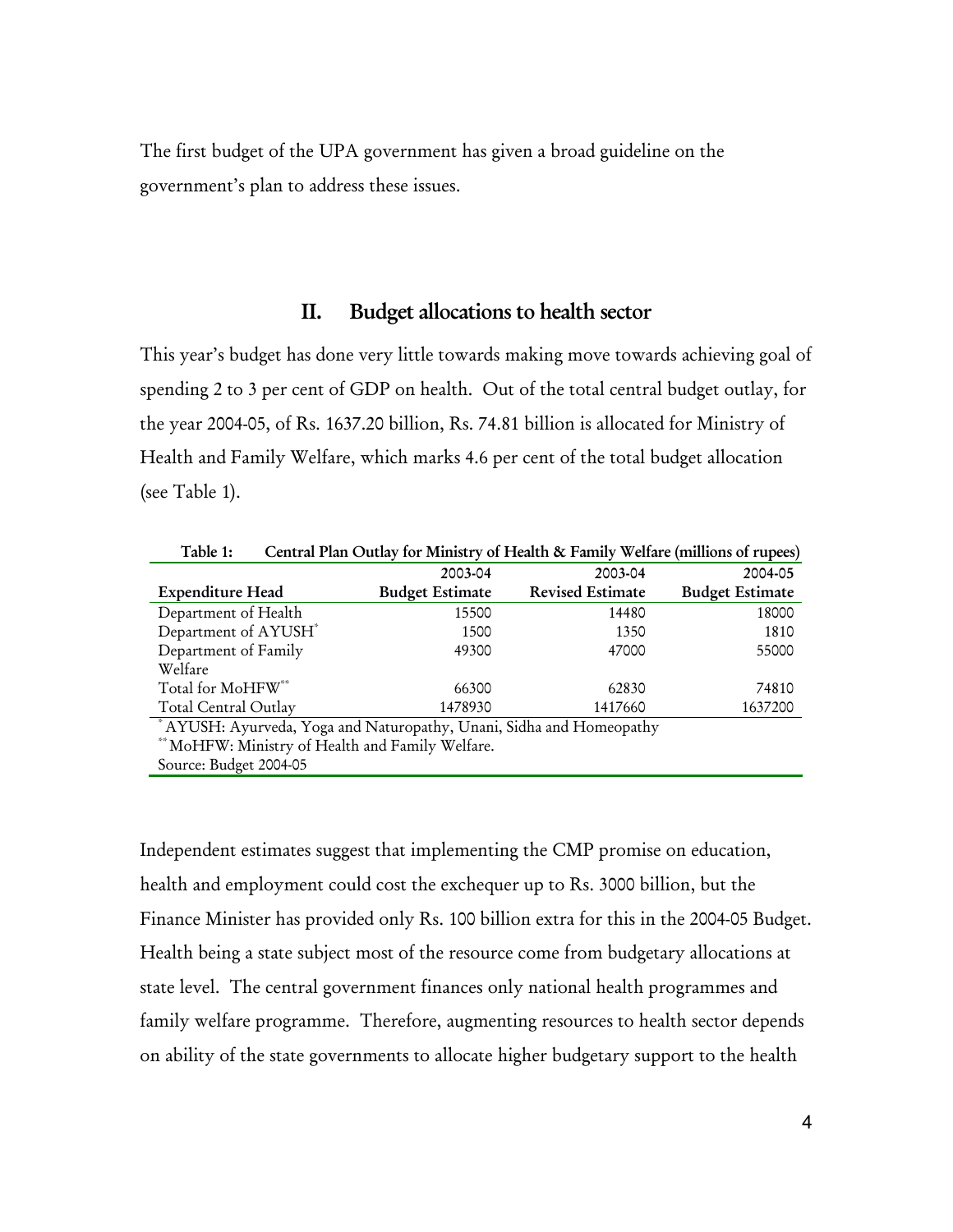The first budget of the UPA government has given a broad guideline on the government's plan to address these issues.

## II. Budget allocations to health sector

This year's budget has done very little towards making move towards achieving goal of spending 2 to 3 per cent of GDP on health. Out of the total central budget outlay, for the year 2004-05, of Rs. 1637.20 billion, Rs. 74.81 billion is allocated for Ministry of Health and Family Welfare, which marks 4.6 per cent of the total budget allocation (see Table 1).

**Table 1: Central Plan Outlay for Ministry of Health & Family Welfare (millions of rupees)**

| Expenditure Head | 2003-04 Budget Estimate | 2003-04 Revised Estimate | 2004-05 Budget Estimate |
|---|---|---|---|
| Department of Health | 15500 | 14480 | 18000 |
| Department of AYUSH* | 1500 | 1350 | 1810 |
| Department of Family Welfare | 49300 | 47000 | 55000 |
| Total for MoHFW** | 66300 | 62830 | 74810 |
| Total Central Outlay | 1478930 | 1417660 | 1637200 |

* AYUSH: Ayurveda, Yoga and Naturopathy, Unani, Sidha and Homeopathy
** MoHFW: Ministry of Health and Family Welfare.
Source: Budget 2004-05

Independent estimates suggest that implementing the CMP promise on education, health and employment could cost the exchequer up to Rs. 3000 billion, but the Finance Minister has provided only Rs. 100 billion extra for this in the 2004-05 Budget. Health being a state subject most of the resource come from budgetary allocations at state level. The central government finances only national health programmes and family welfare programme. Therefore, augmenting resources to health sector depends on ability of the state governments to allocate higher budgetary support to the health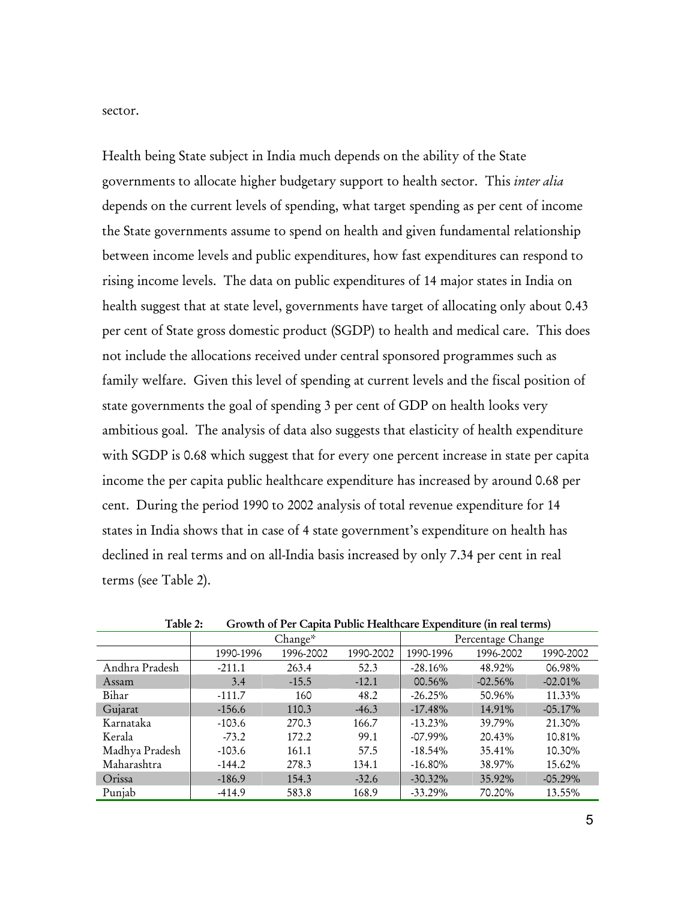sector.

Health being State subject in India much depends on the ability of the State governments to allocate higher budgetary support to health sector. This *inter alia* depends on the current levels of spending, what target spending as per cent of income the State governments assume to spend on health and given fundamental relationship between income levels and public expenditures, how fast expenditures can respond to rising income levels. The data on public expenditures of 14 major states in India on health suggest that at state level, governments have target of allocating only about 0.43 per cent of State gross domestic product (SGDP) to health and medical care. This does not include the allocations received under central sponsored programmes such as family welfare. Given this level of spending at current levels and the fiscal position of state governments the goal of spending 3 per cent of GDP on health looks very ambitious goal. The analysis of data also suggests that elasticity of health expenditure with SGDP is 0.68 which suggest that for every one percent increase in state per capita income the per capita public healthcare expenditure has increased by around 0.68 per cent. During the period 1990 to 2002 analysis of total revenue expenditure for 14 states in India shows that in case of 4 state government's expenditure on health has declined in real terms and on all-India basis increased by only 7.34 per cent in real terms (see Table 2).

**Table 2: Growth of Per Capita Public Healthcare Expenditure (in real terms)**

| | Change* | | | Percentage Change | | |
|---|---|---|---|---|---|---|
| | 1990-1996 | 1996-2002 | 1990-2002 | 1990-1996 | 1996-2002 | 1990-2002 |
| Andhra Pradesh | -211.1 | 263.4 | 52.3 | -28.16% | 48.92% | 06.98% |
| Assam | 3.4 | -15.5 | -12.1 | 00.56% | -02.56% | -02.01% |
| Bihar | -111.7 | 160 | 48.2 | -26.25% | 50.96% | 11.33% |
| Gujarat | -156.6 | 110.3 | -46.3 | -17.48% | 14.91% | -05.17% |
| Karnataka | -103.6 | 270.3 | 166.7 | -13.23% | 39.79% | 21.30% |
| Kerala | -73.2 | 172.2 | 99.1 | -07.99% | 20.43% | 10.81% |
| Madhya Pradesh | -103.6 | 161.1 | 57.5 | -18.54% | 35.41% | 10.30% |
| Maharashtra | -144.2 | 278.3 | 134.1 | -16.80% | 38.97% | 15.62% |
| Orissa | -186.9 | 154.3 | -32.6 | -30.32% | 35.92% | -05.29% |
| Punjab | -414.9 | 583.8 | 168.9 | -33.29% | 70.20% | 13.55% |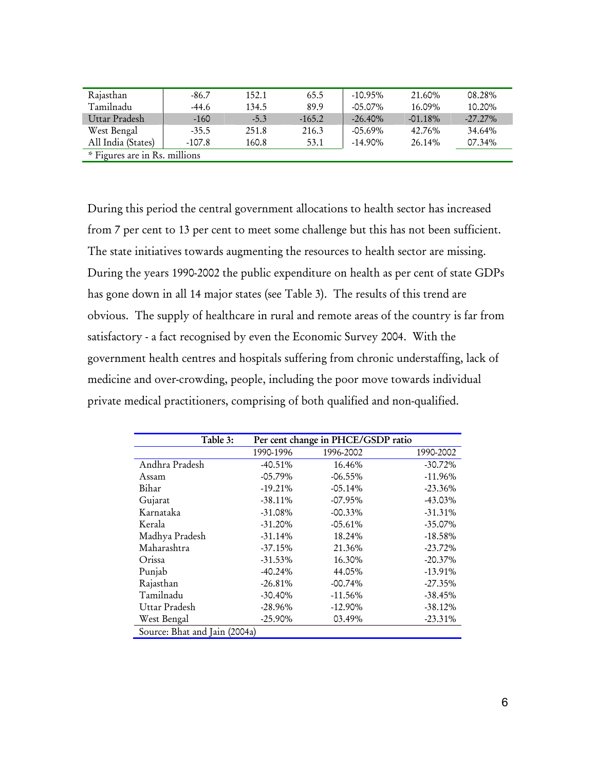| Rajasthan | -86.7 | 152.1 | 65.5 | -10.95% | 21.60% | 08.28% |
|---|---|---|---|---|---|---|
| Tamilnadu | -44.6 | 134.5 | 89.9 | -05.07% | 16.09% | 10.20% |
| Uttar Pradesh | -160 | -5.3 | -165.2 | -26.40% | -01.18% | -27.27% |
| West Bengal | -35.5 | 251.8 | 216.3 | -05.69% | 42.76% | 34.64% |
| All India (States) | -107.8 | 160.8 | 53.1 | -14.90% | 26.14% | 07.34% |

\* Figures are in Rs. millions

During this period the central government allocations to health sector has increased from 7 per cent to 13 per cent to meet some challenge but this has not been sufficient. The state initiatives towards augmenting the resources to health sector are missing. During the years 1990-2002 the public expenditure on health as per cent of state GDPs has gone down in all 14 major states (see Table 3). The results of this trend are obvious. The supply of healthcare in rural and remote areas of the country is far from satisfactory - a fact recognised by even the Economic Survey 2004. With the government health centres and hospitals suffering from chronic understaffing, lack of medicine and over-crowding, people, including the poor move towards individual private medical practitioners, comprising of both qualified and non-qualified.

| Table 3: | Per cent change in PHCE/GSDP ratio | | |
|---|---|---|---|
| | 1990-1996 | 1996-2002 | 1990-2002 |
| Andhra Pradesh | -40.51% | 16.46% | -30.72% |
| Assam | -05.79% | -06.55% | -11.96% |
| Bihar | -19.21% | -05.14% | -23.36% |
| Gujarat | -38.11% | -07.95% | -43.03% |
| Karnataka | -31.08% | -00.33% | -31.31% |
| Kerala | -31.20% | -05.61% | -35.07% |
| Madhya Pradesh | -31.14% | 18.24% | -18.58% |
| Maharashtra | -37.15% | 21.36% | -23.72% |
| Orissa | -31.53% | 16.30% | -20.37% |
| Punjab | -40.24% | 44.05% | -13.91% |
| Rajasthan | -26.81% | -00.74% | -27.35% |
| Tamilnadu | -30.40% | -11.56% | -38.45% |
| Uttar Pradesh | -28.96% | -12.90% | -38.12% |
| West Bengal | -25.90% | 03.49% | -23.31% |

Source: Bhat and Jain (2004a)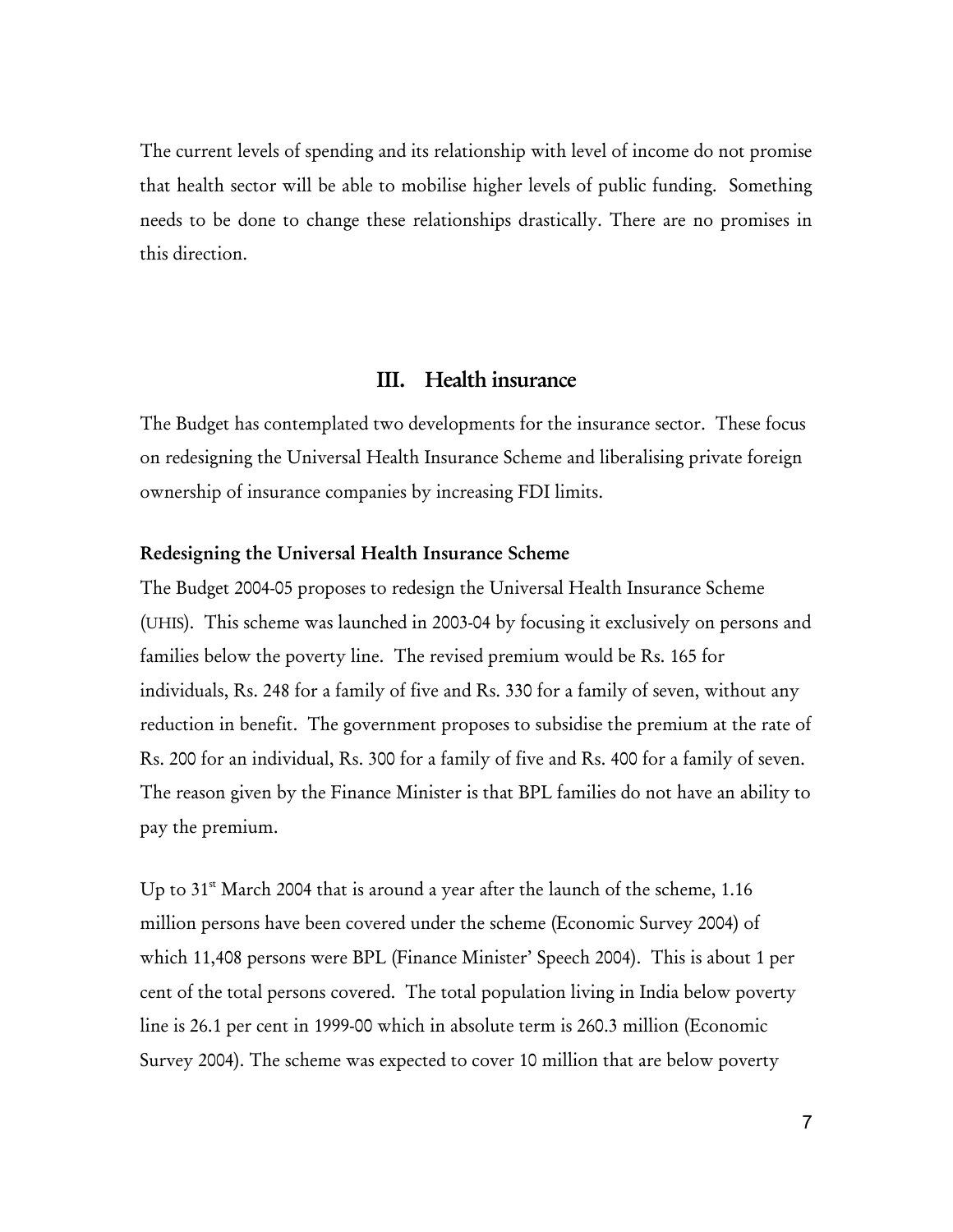The current levels of spending and its relationship with level of income do not promise that health sector will be able to mobilise higher levels of public funding. Something needs to be done to change these relationships drastically. There are no promises in this direction.

## III. Health insurance

The Budget has contemplated two developments for the insurance sector. These focus on redesigning the Universal Health Insurance Scheme and liberalising private foreign ownership of insurance companies by increasing FDI limits.

### Redesigning the Universal Health Insurance Scheme

The Budget 2004-05 proposes to redesign the Universal Health Insurance Scheme (UHIS). This scheme was launched in 2003-04 by focusing it exclusively on persons and families below the poverty line. The revised premium would be Rs. 165 for individuals, Rs. 248 for a family of five and Rs. 330 for a family of seven, without any reduction in benefit. The government proposes to subsidise the premium at the rate of Rs. 200 for an individual, Rs. 300 for a family of five and Rs. 400 for a family of seven. The reason given by the Finance Minister is that BPL families do not have an ability to pay the premium.

Up to 31st March 2004 that is around a year after the launch of the scheme, 1.16 million persons have been covered under the scheme (Economic Survey 2004) of which 11,408 persons were BPL (Finance Minister' Speech 2004). This is about 1 per cent of the total persons covered. The total population living in India below poverty line is 26.1 per cent in 1999-00 which in absolute term is 260.3 million (Economic Survey 2004). The scheme was expected to cover 10 million that are below poverty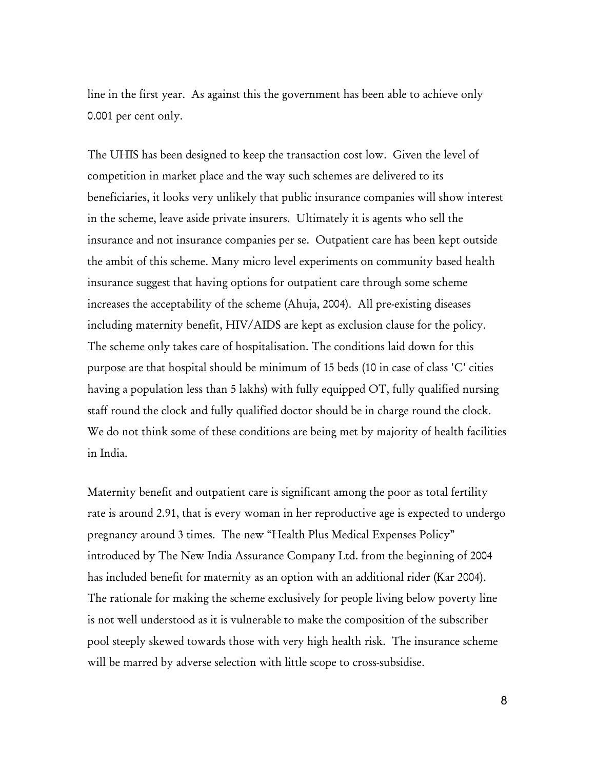line in the first year. As against this the government has been able to achieve only 0.001 per cent only.

The UHIS has been designed to keep the transaction cost low. Given the level of competition in market place and the way such schemes are delivered to its beneficiaries, it looks very unlikely that public insurance companies will show interest in the scheme, leave aside private insurers. Ultimately it is agents who sell the insurance and not insurance companies per se. Outpatient care has been kept outside the ambit of this scheme. Many micro level experiments on community based health insurance suggest that having options for outpatient care through some scheme increases the acceptability of the scheme (Ahuja, 2004). All pre-existing diseases including maternity benefit, HIV/AIDS are kept as exclusion clause for the policy. The scheme only takes care of hospitalisation. The conditions laid down for this purpose are that hospital should be minimum of 15 beds (10 in case of class 'C' cities having a population less than 5 lakhs) with fully equipped OT, fully qualified nursing staff round the clock and fully qualified doctor should be in charge round the clock. We do not think some of these conditions are being met by majority of health facilities in India.

Maternity benefit and outpatient care is significant among the poor as total fertility rate is around 2.91, that is every woman in her reproductive age is expected to undergo pregnancy around 3 times. The new "Health Plus Medical Expenses Policy" introduced by The New India Assurance Company Ltd. from the beginning of 2004 has included benefit for maternity as an option with an additional rider (Kar 2004). The rationale for making the scheme exclusively for people living below poverty line is not well understood as it is vulnerable to make the composition of the subscriber pool steeply skewed towards those with very high health risk. The insurance scheme will be marred by adverse selection with little scope to cross-subsidise.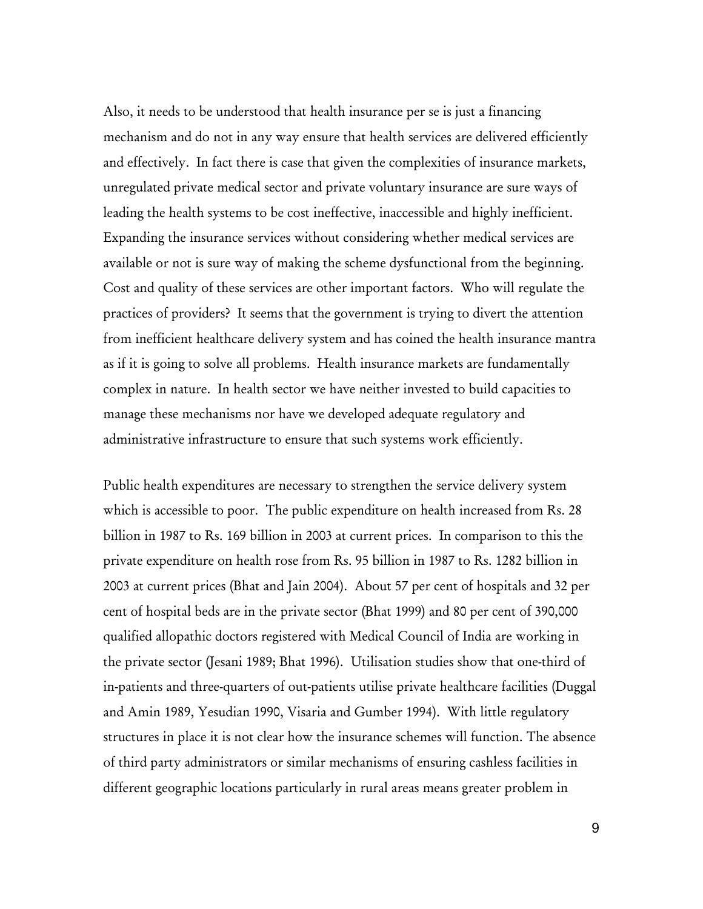Also, it needs to be understood that health insurance per se is just a financing mechanism and do not in any way ensure that health services are delivered efficiently and effectively. In fact there is case that given the complexities of insurance markets, unregulated private medical sector and private voluntary insurance are sure ways of leading the health systems to be cost ineffective, inaccessible and highly inefficient. Expanding the insurance services without considering whether medical services are available or not is sure way of making the scheme dysfunctional from the beginning. Cost and quality of these services are other important factors. Who will regulate the practices of providers? It seems that the government is trying to divert the attention from inefficient healthcare delivery system and has coined the health insurance mantra as if it is going to solve all problems. Health insurance markets are fundamentally complex in nature. In health sector we have neither invested to build capacities to manage these mechanisms nor have we developed adequate regulatory and administrative infrastructure to ensure that such systems work efficiently.

Public health expenditures are necessary to strengthen the service delivery system which is accessible to poor. The public expenditure on health increased from Rs. 28 billion in 1987 to Rs. 169 billion in 2003 at current prices. In comparison to this the private expenditure on health rose from Rs. 95 billion in 1987 to Rs. 1282 billion in 2003 at current prices (Bhat and Jain 2004). About 57 per cent of hospitals and 32 per cent of hospital beds are in the private sector (Bhat 1999) and 80 per cent of 390,000 qualified allopathic doctors registered with Medical Council of India are working in the private sector (Jesani 1989; Bhat 1996). Utilisation studies show that one-third of in-patients and three-quarters of out-patients utilise private healthcare facilities (Duggal and Amin 1989, Yesudian 1990, Visaria and Gumber 1994). With little regulatory structures in place it is not clear how the insurance schemes will function. The absence of third party administrators or similar mechanisms of ensuring cashless facilities in different geographic locations particularly in rural areas means greater problem in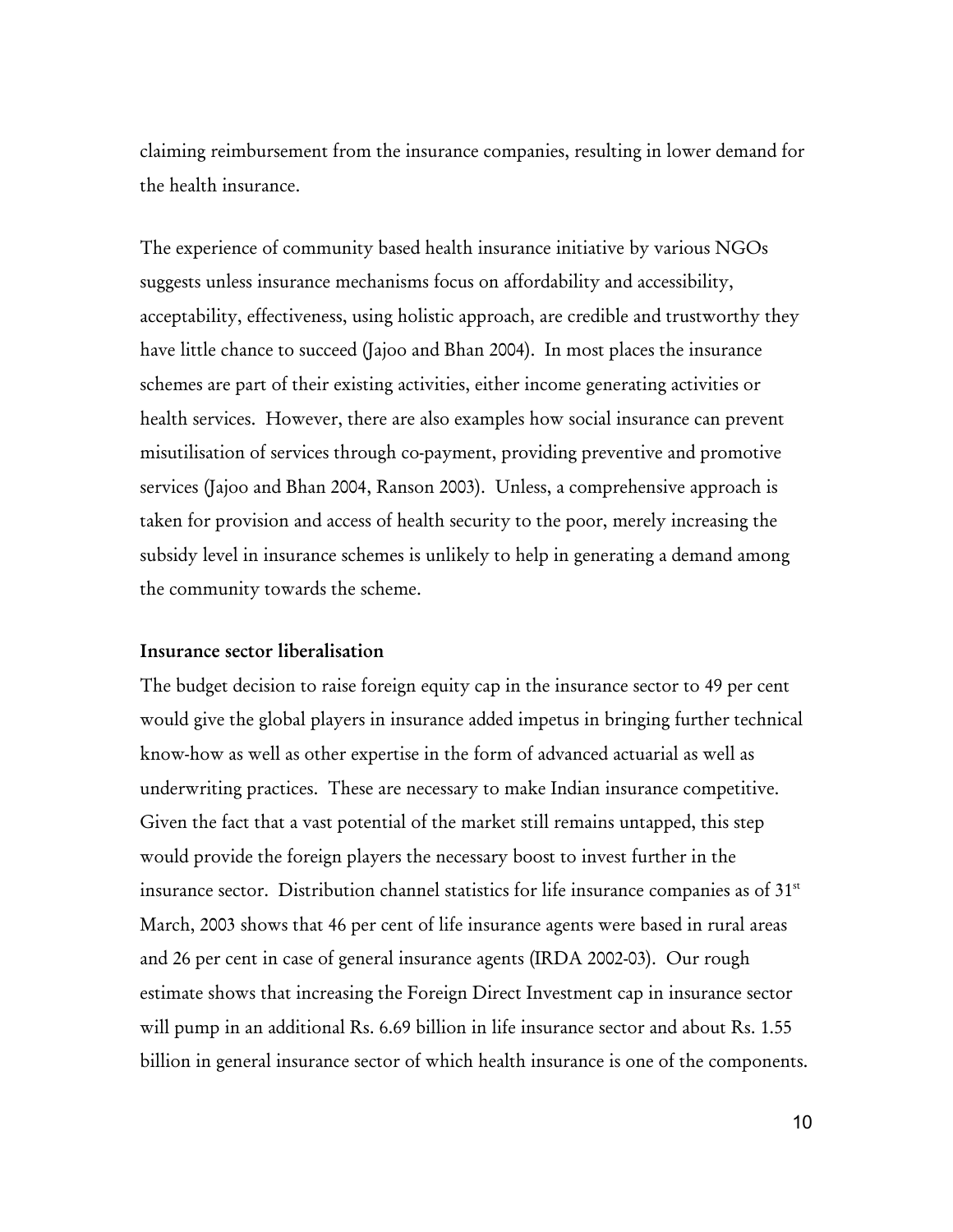claiming reimbursement from the insurance companies, resulting in lower demand for the health insurance.

The experience of community based health insurance initiative by various NGOs suggests unless insurance mechanisms focus on affordability and accessibility, acceptability, effectiveness, using holistic approach, are credible and trustworthy they have little chance to succeed (Jajoo and Bhan 2004). In most places the insurance schemes are part of their existing activities, either income generating activities or health services. However, there are also examples how social insurance can prevent misutilisation of services through co-payment, providing preventive and promotive services (Jajoo and Bhan 2004, Ranson 2003). Unless, a comprehensive approach is taken for provision and access of health security to the poor, merely increasing the subsidy level in insurance schemes is unlikely to help in generating a demand among the community towards the scheme.

**Insurance sector liberalisation**

The budget decision to raise foreign equity cap in the insurance sector to 49 per cent would give the global players in insurance added impetus in bringing further technical know-how as well as other expertise in the form of advanced actuarial as well as underwriting practices. These are necessary to make Indian insurance competitive. Given the fact that a vast potential of the market still remains untapped, this step would provide the foreign players the necessary boost to invest further in the insurance sector. Distribution channel statistics for life insurance companies as of 31st March, 2003 shows that 46 per cent of life insurance agents were based in rural areas and 26 per cent in case of general insurance agents (IRDA 2002-03). Our rough estimate shows that increasing the Foreign Direct Investment cap in insurance sector will pump in an additional Rs. 6.69 billion in life insurance sector and about Rs. 1.55 billion in general insurance sector of which health insurance is one of the components.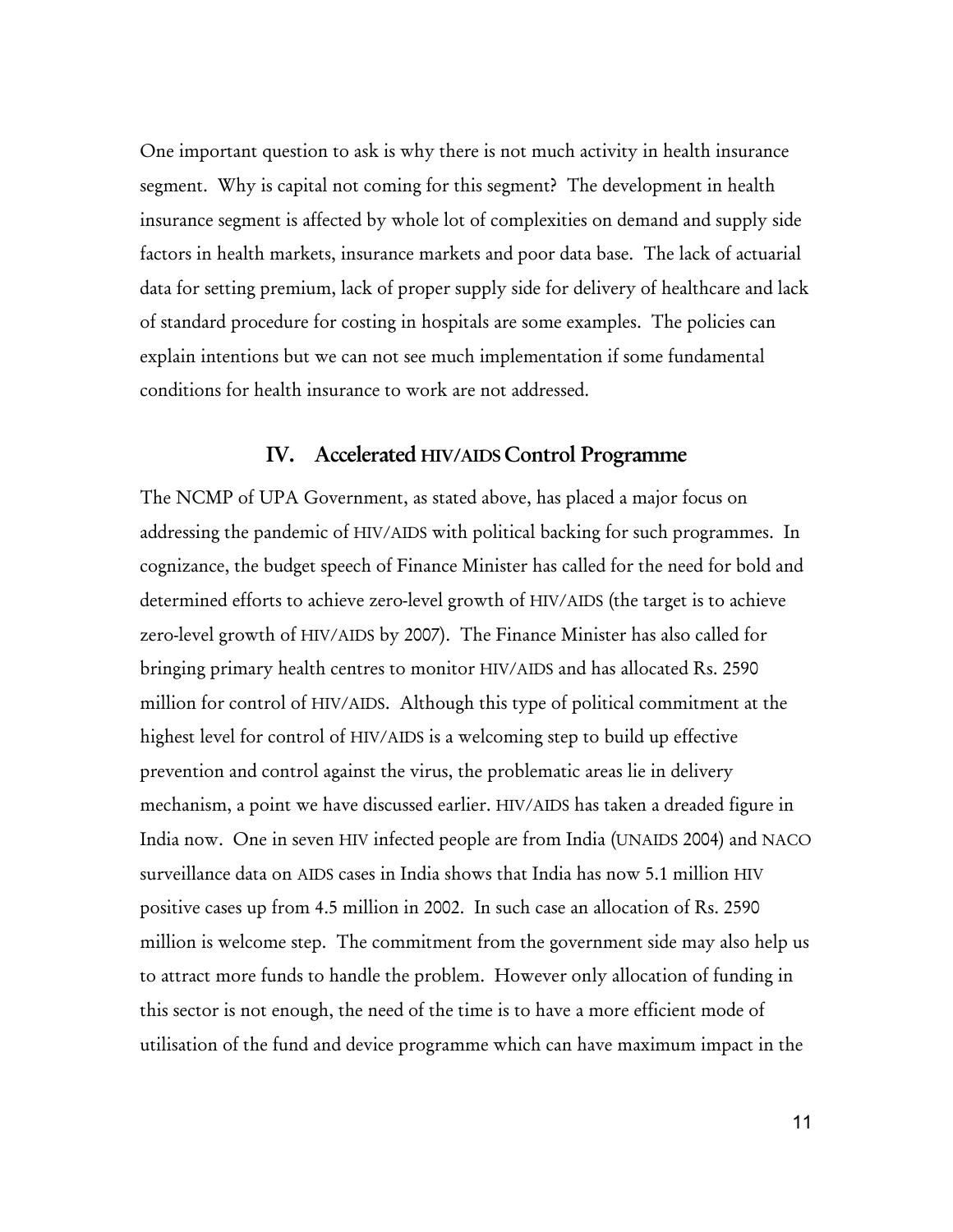One important question to ask is why there is not much activity in health insurance segment. Why is capital not coming for this segment? The development in health insurance segment is affected by whole lot of complexities on demand and supply side factors in health markets, insurance markets and poor data base. The lack of actuarial data for setting premium, lack of proper supply side for delivery of healthcare and lack of standard procedure for costing in hospitals are some examples. The policies can explain intentions but we can not see much implementation if some fundamental conditions for health insurance to work are not addressed.

## IV. Accelerated HIV/AIDS Control Programme

The NCMP of UPA Government, as stated above, has placed a major focus on addressing the pandemic of HIV/AIDS with political backing for such programmes. In cognizance, the budget speech of Finance Minister has called for the need for bold and determined efforts to achieve zero-level growth of HIV/AIDS (the target is to achieve zero-level growth of HIV/AIDS by 2007). The Finance Minister has also called for bringing primary health centres to monitor HIV/AIDS and has allocated Rs. 2590 million for control of HIV/AIDS. Although this type of political commitment at the highest level for control of HIV/AIDS is a welcoming step to build up effective prevention and control against the virus, the problematic areas lie in delivery mechanism, a point we have discussed earlier. HIV/AIDS has taken a dreaded figure in India now. One in seven HIV infected people are from India (UNAIDS 2004) and NACO surveillance data on AIDS cases in India shows that India has now 5.1 million HIV positive cases up from 4.5 million in 2002. In such case an allocation of Rs. 2590 million is welcome step. The commitment from the government side may also help us to attract more funds to handle the problem. However only allocation of funding in this sector is not enough, the need of the time is to have a more efficient mode of utilisation of the fund and device programme which can have maximum impact in the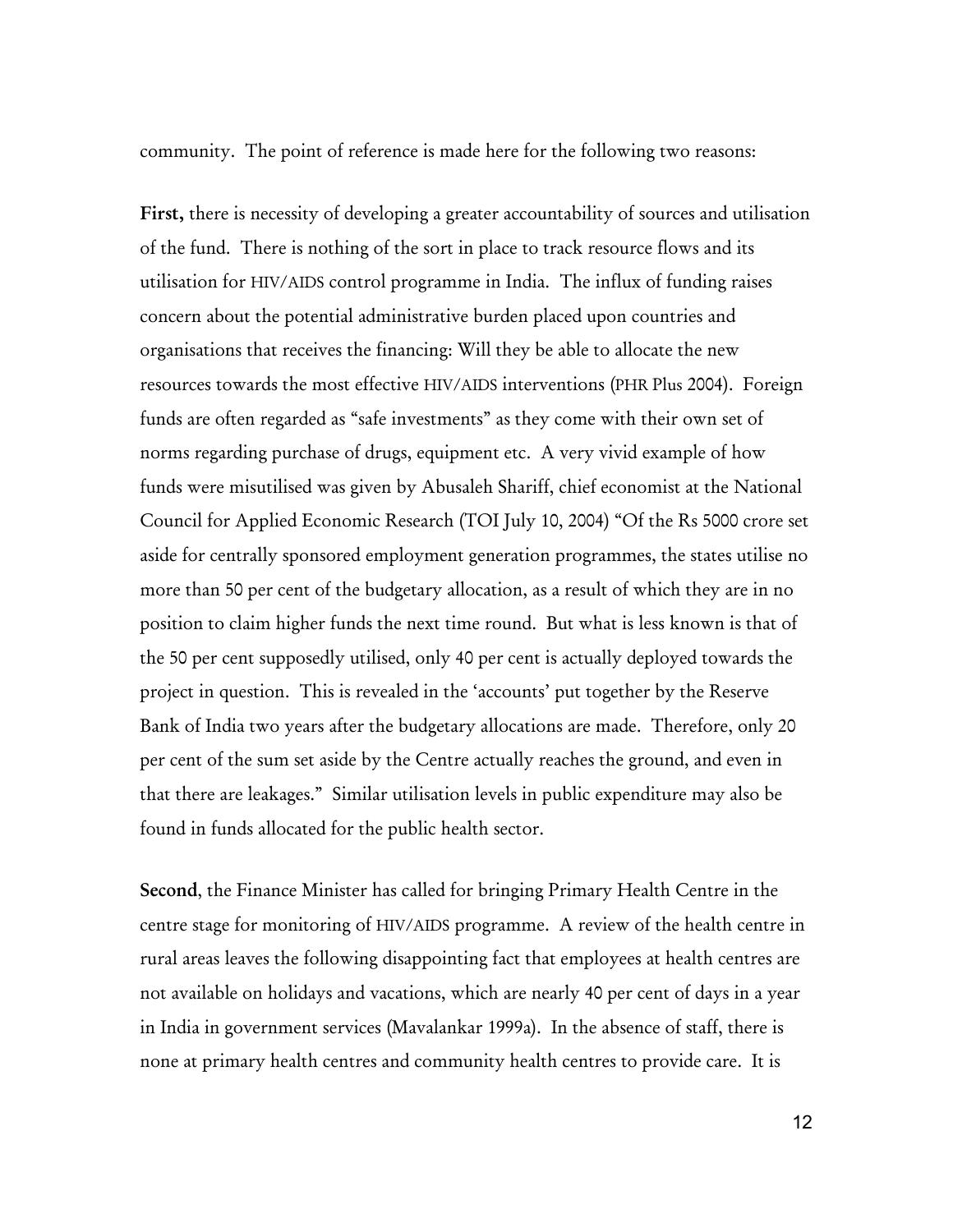community. The point of reference is made here for the following two reasons:

**First,** there is necessity of developing a greater accountability of sources and utilisation of the fund. There is nothing of the sort in place to track resource flows and its utilisation for HIV/AIDS control programme in India. The influx of funding raises concern about the potential administrative burden placed upon countries and organisations that receives the financing: Will they be able to allocate the new resources towards the most effective HIV/AIDS interventions (PHR Plus 2004). Foreign funds are often regarded as "safe investments" as they come with their own set of norms regarding purchase of drugs, equipment etc. A very vivid example of how funds were misutilised was given by Abusaleh Shariff, chief economist at the National Council for Applied Economic Research (TOI July 10, 2004) "Of the Rs 5000 crore set aside for centrally sponsored employment generation programmes, the states utilise no more than 50 per cent of the budgetary allocation, as a result of which they are in no position to claim higher funds the next time round. But what is less known is that of the 50 per cent supposedly utilised, only 40 per cent is actually deployed towards the project in question. This is revealed in the 'accounts' put together by the Reserve Bank of India two years after the budgetary allocations are made. Therefore, only 20 per cent of the sum set aside by the Centre actually reaches the ground, and even in that there are leakages." Similar utilisation levels in public expenditure may also be found in funds allocated for the public health sector.

**Second**, the Finance Minister has called for bringing Primary Health Centre in the centre stage for monitoring of HIV/AIDS programme. A review of the health centre in rural areas leaves the following disappointing fact that employees at health centres are not available on holidays and vacations, which are nearly 40 per cent of days in a year in India in government services (Mavalankar 1999a). In the absence of staff, there is none at primary health centres and community health centres to provide care. It is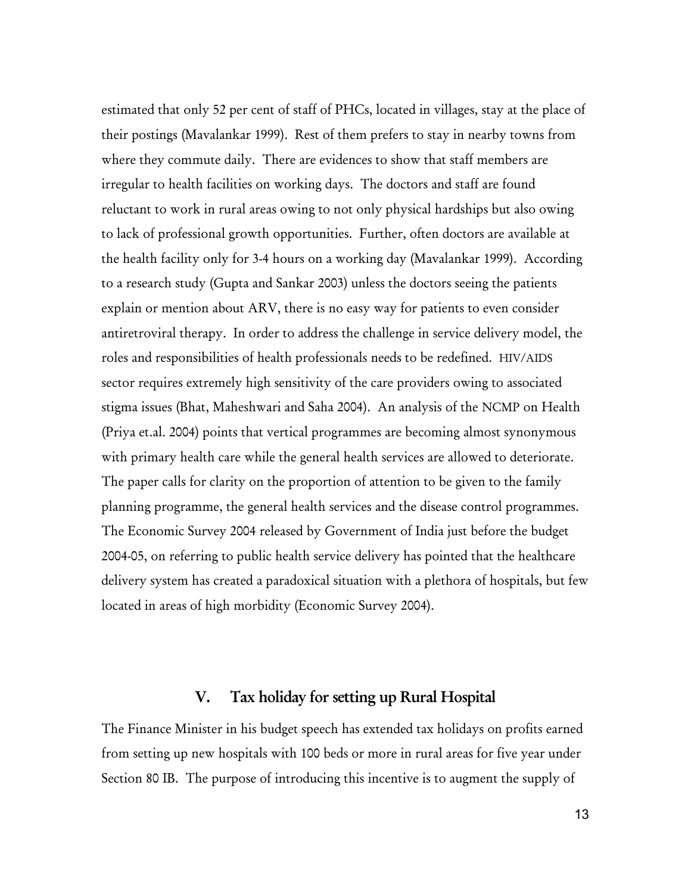estimated that only 52 per cent of staff of PHCs, located in villages, stay at the place of their postings (Mavalankar 1999). Rest of them prefers to stay in nearby towns from where they commute daily. There are evidences to show that staff members are irregular to health facilities on working days. The doctors and staff are found reluctant to work in rural areas owing to not only physical hardships but also owing to lack of professional growth opportunities. Further, often doctors are available at the health facility only for 3-4 hours on a working day (Mavalankar 1999). According to a research study (Gupta and Sankar 2003) unless the doctors seeing the patients explain or mention about ARV, there is no easy way for patients to even consider antiretroviral therapy. In order to address the challenge in service delivery model, the roles and responsibilities of health professionals needs to be redefined. HIV/AIDS sector requires extremely high sensitivity of the care providers owing to associated stigma issues (Bhat, Maheshwari and Saha 2004). An analysis of the NCMP on Health (Priya et.al. 2004) points that vertical programmes are becoming almost synonymous with primary health care while the general health services are allowed to deteriorate. The paper calls for clarity on the proportion of attention to be given to the family planning programme, the general health services and the disease control programmes. The Economic Survey 2004 released by Government of India just before the budget 2004-05, on referring to public health service delivery has pointed that the healthcare delivery system has created a paradoxical situation with a plethora of hospitals, but few located in areas of high morbidity (Economic Survey 2004).

## V. Tax holiday for setting up Rural Hospital

The Finance Minister in his budget speech has extended tax holidays on profits earned from setting up new hospitals with 100 beds or more in rural areas for five year under Section 80 IB. The purpose of introducing this incentive is to augment the supply of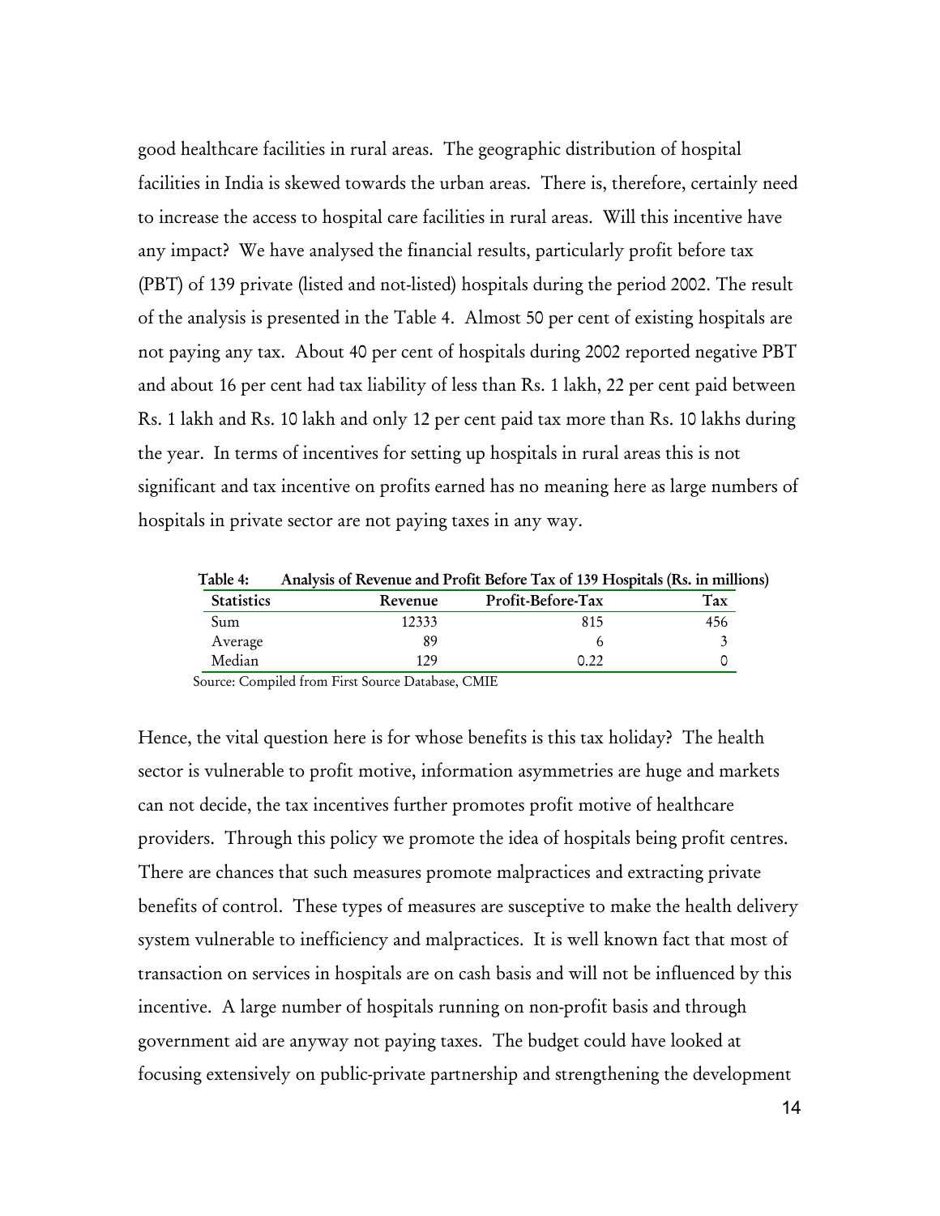good healthcare facilities in rural areas. The geographic distribution of hospital facilities in India is skewed towards the urban areas. There is, therefore, certainly need to increase the access to hospital care facilities in rural areas. Will this incentive have any impact? We have analysed the financial results, particularly profit before tax (PBT) of 139 private (listed and not-listed) hospitals during the period 2002. The result of the analysis is presented in the Table 4. Almost 50 per cent of existing hospitals are not paying any tax. About 40 per cent of hospitals during 2002 reported negative PBT and about 16 per cent had tax liability of less than Rs. 1 lakh, 22 per cent paid between Rs. 1 lakh and Rs. 10 lakh and only 12 per cent paid tax more than Rs. 10 lakhs during the year. In terms of incentives for setting up hospitals in rural areas this is not significant and tax incentive on profits earned has no meaning here as large numbers of hospitals in private sector are not paying taxes in any way.

**Table 4: Analysis of Revenue and Profit Before Tax of 139 Hospitals (Rs. in millions)**

| Statistics | Revenue | Profit-Before-Tax | Tax |
|---|---|---|---|
| Sum | 12333 | 815 | 456 |
| Average | 89 | 6 | 3 |
| Median | 129 | 0.22 | 0 |

Source: Compiled from First Source Database, CMIE

Hence, the vital question here is for whose benefits is this tax holiday? The health sector is vulnerable to profit motive, information asymmetries are huge and markets can not decide, the tax incentives further promotes profit motive of healthcare providers. Through this policy we promote the idea of hospitals being profit centres. There are chances that such measures promote malpractices and extracting private benefits of control. These types of measures are susceptive to make the health delivery system vulnerable to inefficiency and malpractices. It is well known fact that most of transaction on services in hospitals are on cash basis and will not be influenced by this incentive. A large number of hospitals running on non-profit basis and through government aid are anyway not paying taxes. The budget could have looked at focusing extensively on public-private partnership and strengthening the development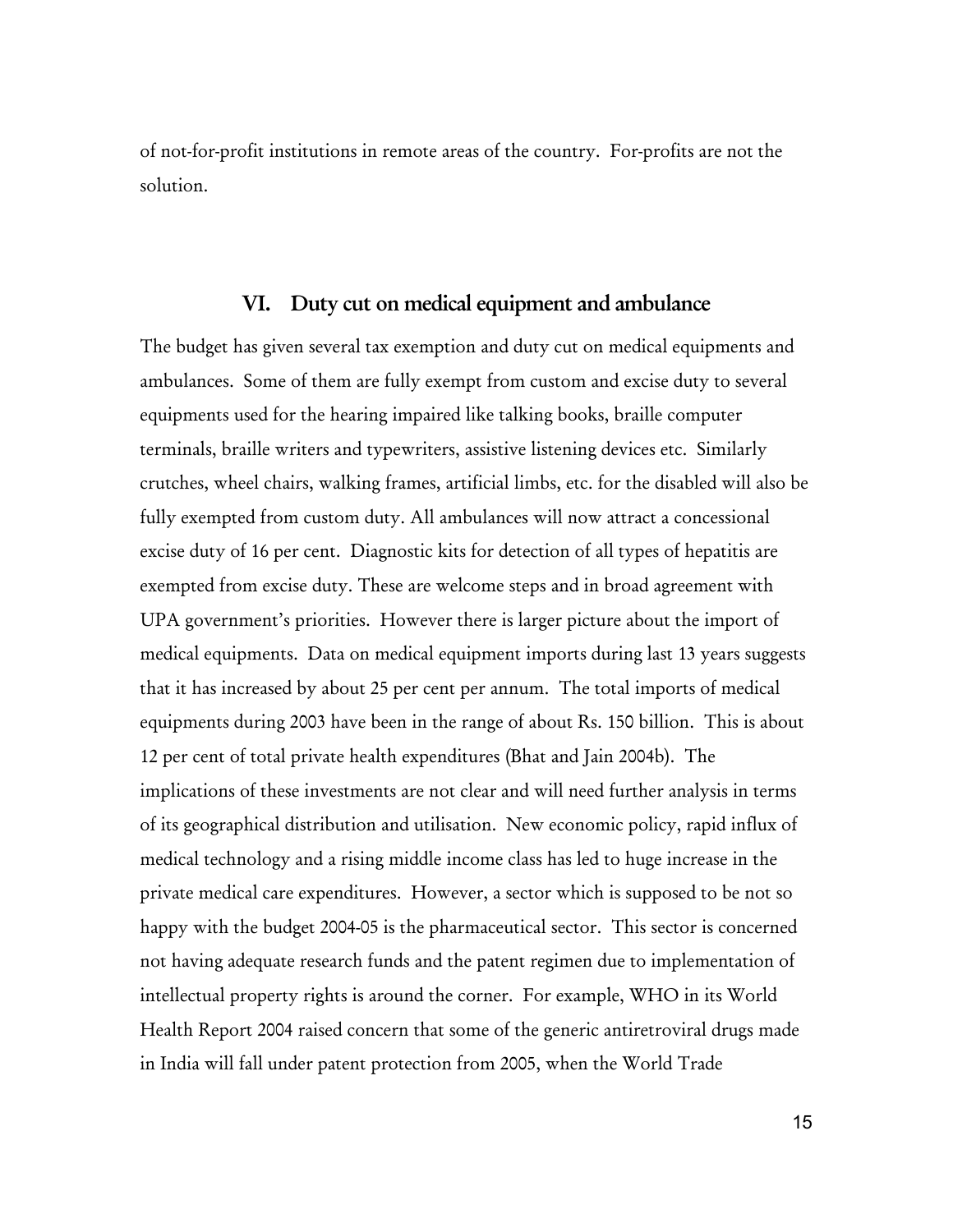of not-for-profit institutions in remote areas of the country. For-profits are not the solution.

## VI. Duty cut on medical equipment and ambulance

The budget has given several tax exemption and duty cut on medical equipments and ambulances. Some of them are fully exempt from custom and excise duty to several equipments used for the hearing impaired like talking books, braille computer terminals, braille writers and typewriters, assistive listening devices etc. Similarly crutches, wheel chairs, walking frames, artificial limbs, etc. for the disabled will also be fully exempted from custom duty. All ambulances will now attract a concessional excise duty of 16 per cent. Diagnostic kits for detection of all types of hepatitis are exempted from excise duty. These are welcome steps and in broad agreement with UPA government's priorities. However there is larger picture about the import of medical equipments. Data on medical equipment imports during last 13 years suggests that it has increased by about 25 per cent per annum. The total imports of medical equipments during 2003 have been in the range of about Rs. 150 billion. This is about 12 per cent of total private health expenditures (Bhat and Jain 2004b). The implications of these investments are not clear and will need further analysis in terms of its geographical distribution and utilisation. New economic policy, rapid influx of medical technology and a rising middle income class has led to huge increase in the private medical care expenditures. However, a sector which is supposed to be not so happy with the budget 2004-05 is the pharmaceutical sector. This sector is concerned not having adequate research funds and the patent regimen due to implementation of intellectual property rights is around the corner. For example, WHO in its World Health Report 2004 raised concern that some of the generic antiretroviral drugs made in India will fall under patent protection from 2005, when the World Trade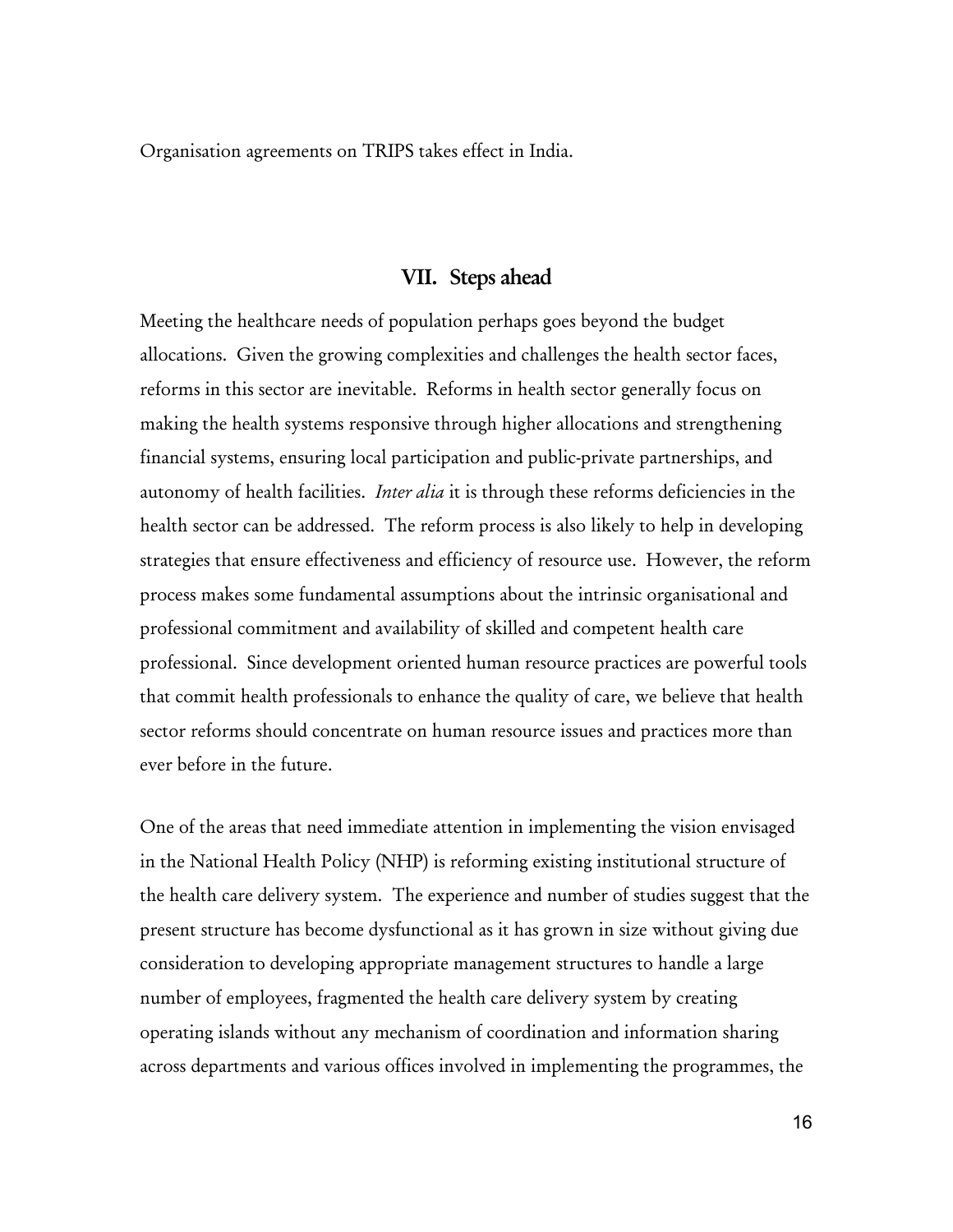Organisation agreements on TRIPS takes effect in India.

## VII. Steps ahead

Meeting the healthcare needs of population perhaps goes beyond the budget allocations. Given the growing complexities and challenges the health sector faces, reforms in this sector are inevitable. Reforms in health sector generally focus on making the health systems responsive through higher allocations and strengthening financial systems, ensuring local participation and public-private partnerships, and autonomy of health facilities. *Inter alia* it is through these reforms deficiencies in the health sector can be addressed. The reform process is also likely to help in developing strategies that ensure effectiveness and efficiency of resource use. However, the reform process makes some fundamental assumptions about the intrinsic organisational and professional commitment and availability of skilled and competent health care professional. Since development oriented human resource practices are powerful tools that commit health professionals to enhance the quality of care, we believe that health sector reforms should concentrate on human resource issues and practices more than ever before in the future.

One of the areas that need immediate attention in implementing the vision envisaged in the National Health Policy (NHP) is reforming existing institutional structure of the health care delivery system. The experience and number of studies suggest that the present structure has become dysfunctional as it has grown in size without giving due consideration to developing appropriate management structures to handle a large number of employees, fragmented the health care delivery system by creating operating islands without any mechanism of coordination and information sharing across departments and various offices involved in implementing the programmes, the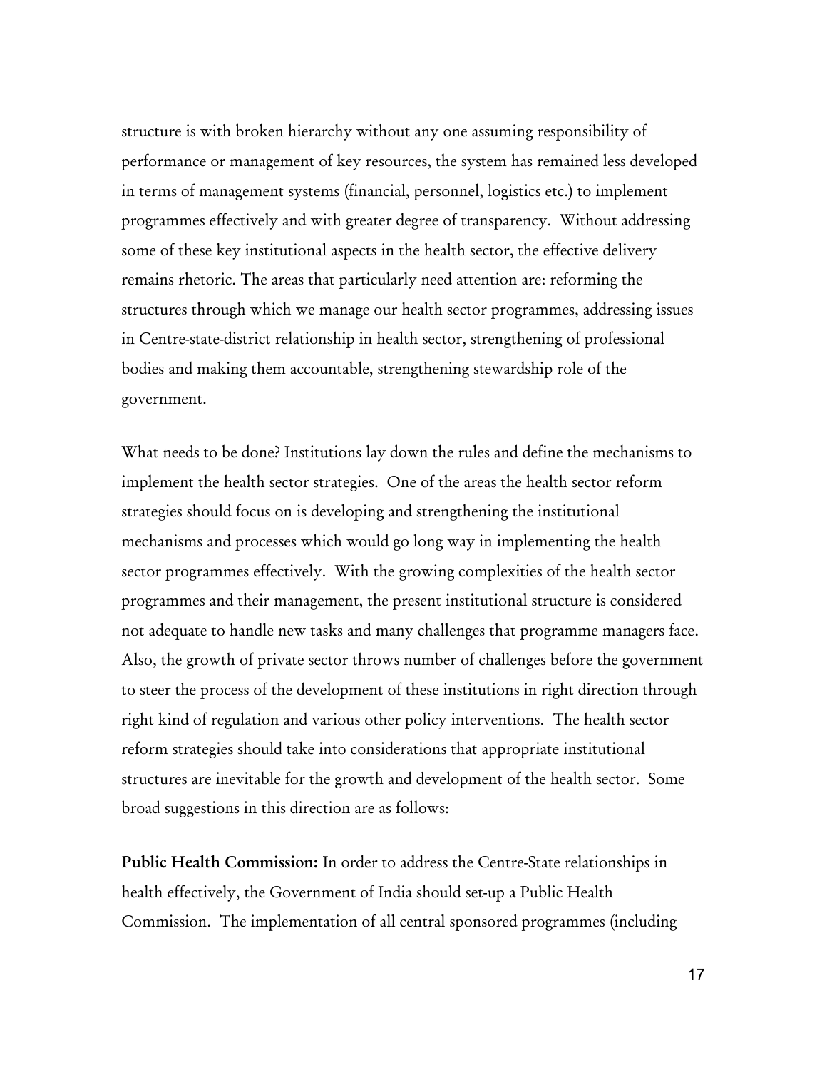structure is with broken hierarchy without any one assuming responsibility of performance or management of key resources, the system has remained less developed in terms of management systems (financial, personnel, logistics etc.) to implement programmes effectively and with greater degree of transparency. Without addressing some of these key institutional aspects in the health sector, the effective delivery remains rhetoric. The areas that particularly need attention are: reforming the structures through which we manage our health sector programmes, addressing issues in Centre-state-district relationship in health sector, strengthening of professional bodies and making them accountable, strengthening stewardship role of the government.

What needs to be done? Institutions lay down the rules and define the mechanisms to implement the health sector strategies. One of the areas the health sector reform strategies should focus on is developing and strengthening the institutional mechanisms and processes which would go long way in implementing the health sector programmes effectively. With the growing complexities of the health sector programmes and their management, the present institutional structure is considered not adequate to handle new tasks and many challenges that programme managers face. Also, the growth of private sector throws number of challenges before the government to steer the process of the development of these institutions in right direction through right kind of regulation and various other policy interventions. The health sector reform strategies should take into considerations that appropriate institutional structures are inevitable for the growth and development of the health sector. Some broad suggestions in this direction are as follows:

**Public Health Commission:** In order to address the Centre-State relationships in health effectively, the Government of India should set-up a Public Health Commission. The implementation of all central sponsored programmes (including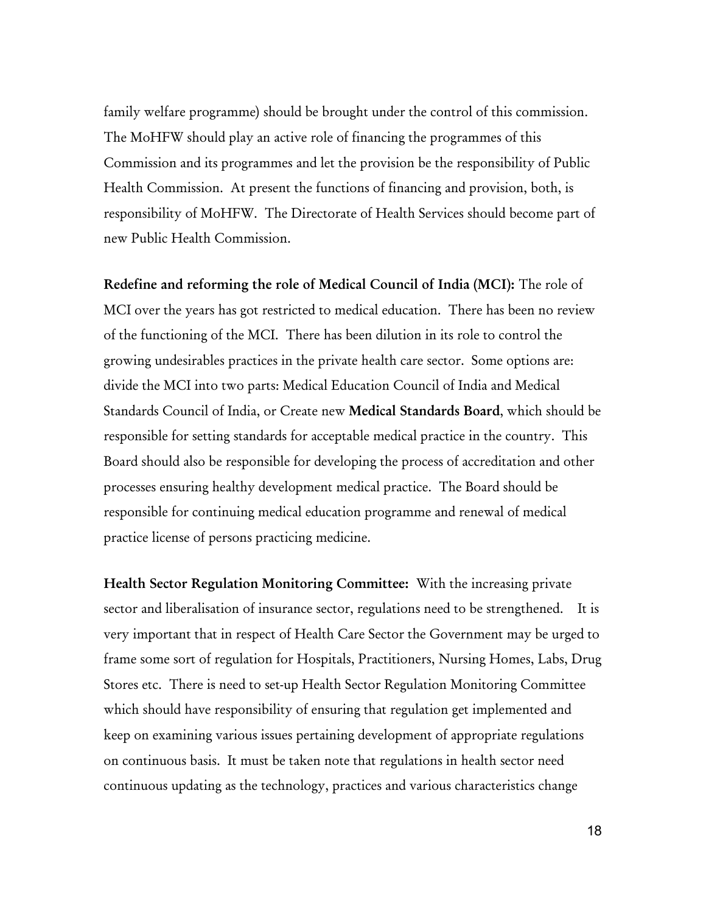family welfare programme) should be brought under the control of this commission. The MoHFW should play an active role of financing the programmes of this Commission and its programmes and let the provision be the responsibility of Public Health Commission. At present the functions of financing and provision, both, is responsibility of MoHFW. The Directorate of Health Services should become part of new Public Health Commission.

**Redefine and reforming the role of Medical Council of India (MCI):** The role of MCI over the years has got restricted to medical education. There has been no review of the functioning of the MCI. There has been dilution in its role to control the growing undesirables practices in the private health care sector. Some options are: divide the MCI into two parts: Medical Education Council of India and Medical Standards Council of India, or Create new **Medical Standards Board**, which should be responsible for setting standards for acceptable medical practice in the country. This Board should also be responsible for developing the process of accreditation and other processes ensuring healthy development medical practice. The Board should be responsible for continuing medical education programme and renewal of medical practice license of persons practicing medicine.

**Health Sector Regulation Monitoring Committee:** With the increasing private sector and liberalisation of insurance sector, regulations need to be strengthened. It is very important that in respect of Health Care Sector the Government may be urged to frame some sort of regulation for Hospitals, Practitioners, Nursing Homes, Labs, Drug Stores etc. There is need to set-up Health Sector Regulation Monitoring Committee which should have responsibility of ensuring that regulation get implemented and keep on examining various issues pertaining development of appropriate regulations on continuous basis. It must be taken note that regulations in health sector need continuous updating as the technology, practices and various characteristics change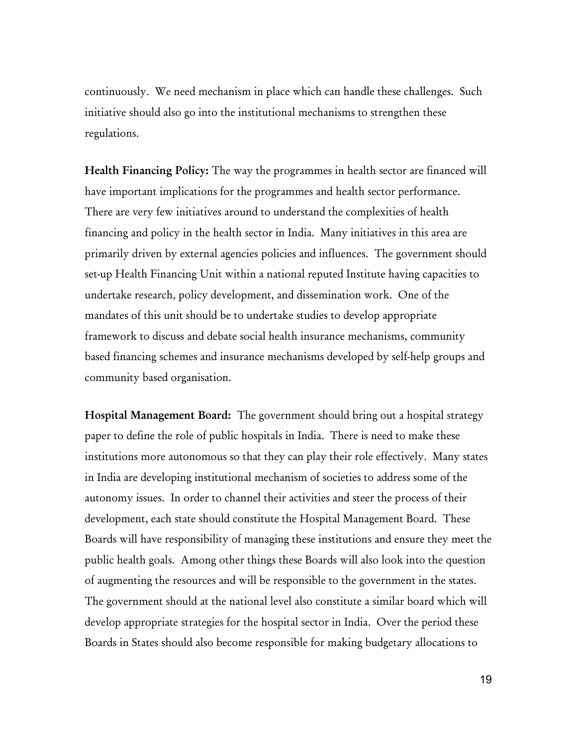continuously. We need mechanism in place which can handle these challenges. Such initiative should also go into the institutional mechanisms to strengthen these regulations.

**Health Financing Policy:** The way the programmes in health sector are financed will have important implications for the programmes and health sector performance. There are very few initiatives around to understand the complexities of health financing and policy in the health sector in India. Many initiatives in this area are primarily driven by external agencies policies and influences. The government should set-up Health Financing Unit within a national reputed Institute having capacities to undertake research, policy development, and dissemination work. One of the mandates of this unit should be to undertake studies to develop appropriate framework to discuss and debate social health insurance mechanisms, community based financing schemes and insurance mechanisms developed by self-help groups and community based organisation.

**Hospital Management Board:** The government should bring out a hospital strategy paper to define the role of public hospitals in India. There is need to make these institutions more autonomous so that they can play their role effectively. Many states in India are developing institutional mechanism of societies to address some of the autonomy issues. In order to channel their activities and steer the process of their development, each state should constitute the Hospital Management Board. These Boards will have responsibility of managing these institutions and ensure they meet the public health goals. Among other things these Boards will also look into the question of augmenting the resources and will be responsible to the government in the states. The government should at the national level also constitute a similar board which will develop appropriate strategies for the hospital sector in India. Over the period these Boards in States should also become responsible for making budgetary allocations to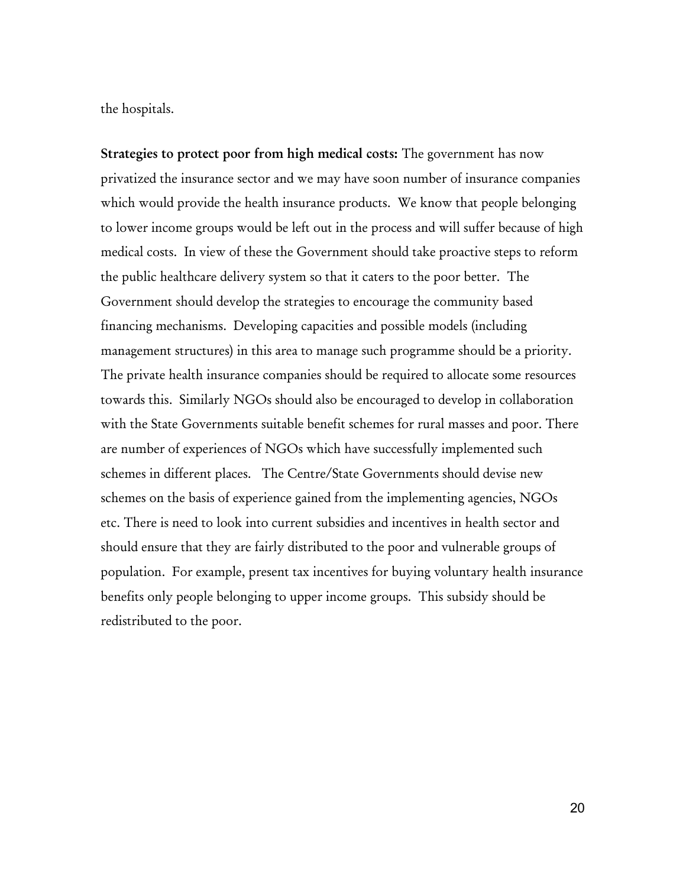the hospitals.

**Strategies to protect poor from high medical costs:** The government has now privatized the insurance sector and we may have soon number of insurance companies which would provide the health insurance products. We know that people belonging to lower income groups would be left out in the process and will suffer because of high medical costs. In view of these the Government should take proactive steps to reform the public healthcare delivery system so that it caters to the poor better. The Government should develop the strategies to encourage the community based financing mechanisms. Developing capacities and possible models (including management structures) in this area to manage such programme should be a priority. The private health insurance companies should be required to allocate some resources towards this. Similarly NGOs should also be encouraged to develop in collaboration with the State Governments suitable benefit schemes for rural masses and poor. There are number of experiences of NGOs which have successfully implemented such schemes in different places. The Centre/State Governments should devise new schemes on the basis of experience gained from the implementing agencies, NGOs etc. There is need to look into current subsidies and incentives in health sector and should ensure that they are fairly distributed to the poor and vulnerable groups of population. For example, present tax incentives for buying voluntary health insurance benefits only people belonging to upper income groups. This subsidy should be redistributed to the poor.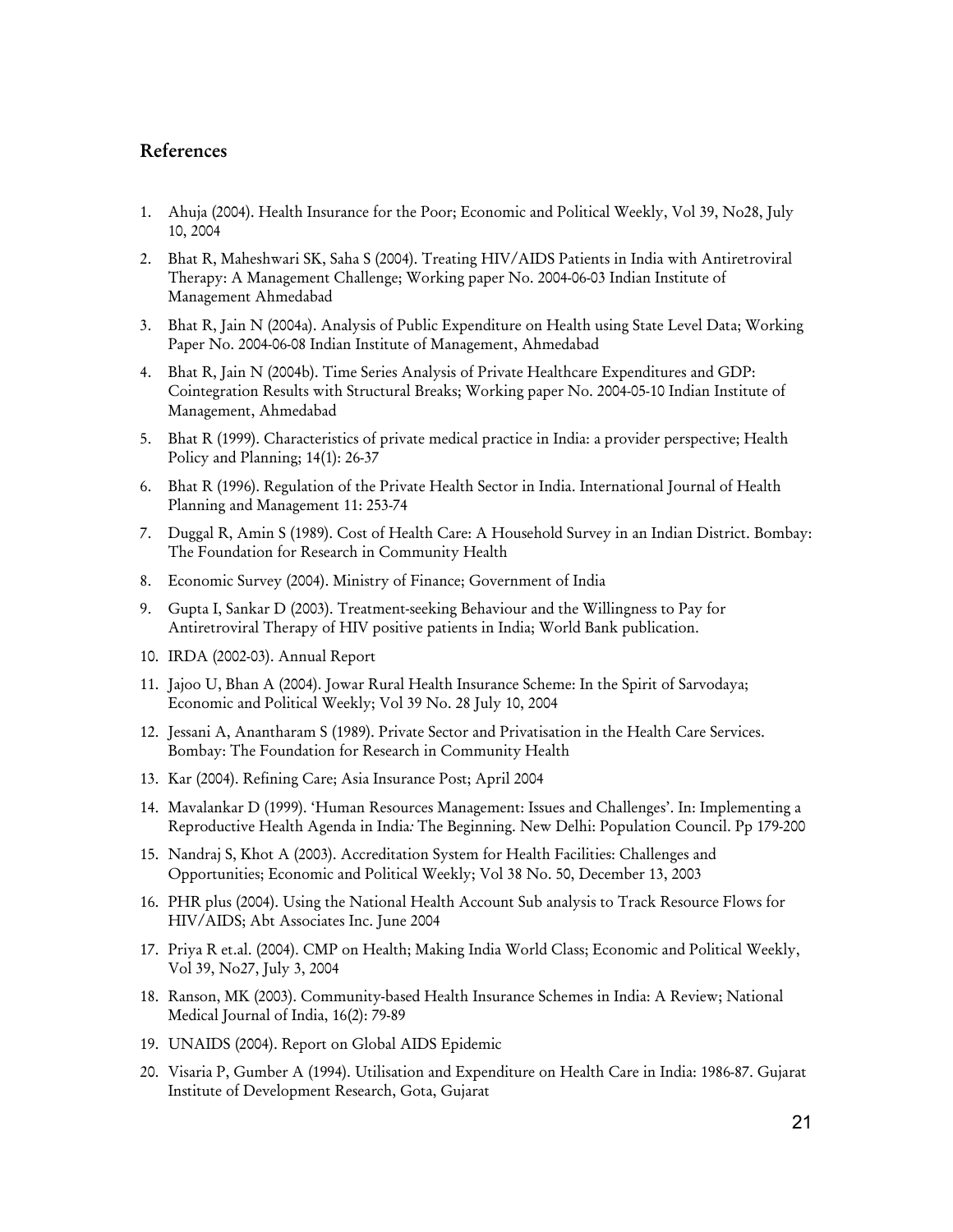## References

1. Ahuja (2004). Health Insurance for the Poor; Economic and Political Weekly, Vol 39, No28, July 10, 2004
2. Bhat R, Maheshwari SK, Saha S (2004). Treating HIV/AIDS Patients in India with Antiretroviral Therapy: A Management Challenge; Working paper No. 2004-06-03 Indian Institute of Management Ahmedabad
3. Bhat R, Jain N (2004a). Analysis of Public Expenditure on Health using State Level Data; Working Paper No. 2004-06-08 Indian Institute of Management, Ahmedabad
4. Bhat R, Jain N (2004b). Time Series Analysis of Private Healthcare Expenditures and GDP: Cointegration Results with Structural Breaks; Working paper No. 2004-05-10 Indian Institute of Management, Ahmedabad
5. Bhat R (1999). Characteristics of private medical practice in India: a provider perspective; Health Policy and Planning; 14(1): 26-37
6. Bhat R (1996). Regulation of the Private Health Sector in India. International Journal of Health Planning and Management 11: 253-74
7. Duggal R, Amin S (1989). Cost of Health Care: A Household Survey in an Indian District. Bombay: The Foundation for Research in Community Health
8. Economic Survey (2004). Ministry of Finance; Government of India
9. Gupta I, Sankar D (2003). Treatment-seeking Behaviour and the Willingness to Pay for Antiretroviral Therapy of HIV positive patients in India; World Bank publication.
10. IRDA (2002-03). Annual Report
11. Jajoo U, Bhan A (2004). Jowar Rural Health Insurance Scheme: In the Spirit of Sarvodaya; Economic and Political Weekly; Vol 39 No. 28 July 10, 2004
12. Jessani A, Anantharam S (1989). Private Sector and Privatisation in the Health Care Services. Bombay: The Foundation for Research in Community Health
13. Kar (2004). Refining Care; Asia Insurance Post; April 2004
14. Mavalankar D (1999). 'Human Resources Management: Issues and Challenges'. In: Implementing a Reproductive Health Agenda in India*:* The Beginning. New Delhi: Population Council. Pp 179-200
15. Nandraj S, Khot A (2003). Accreditation System for Health Facilities: Challenges and Opportunities; Economic and Political Weekly; Vol 38 No. 50, December 13, 2003
16. PHR plus (2004). Using the National Health Account Sub analysis to Track Resource Flows for HIV/AIDS; Abt Associates Inc. June 2004
17. Priya R et.al. (2004). CMP on Health; Making India World Class; Economic and Political Weekly, Vol 39, No27, July 3, 2004
18. Ranson, MK (2003). Community-based Health Insurance Schemes in India: A Review; National Medical Journal of India, 16(2): 79-89
19. UNAIDS (2004). Report on Global AIDS Epidemic
20. Visaria P, Gumber A (1994). Utilisation and Expenditure on Health Care in India: 1986-87. Gujarat Institute of Development Research, Gota, Gujarat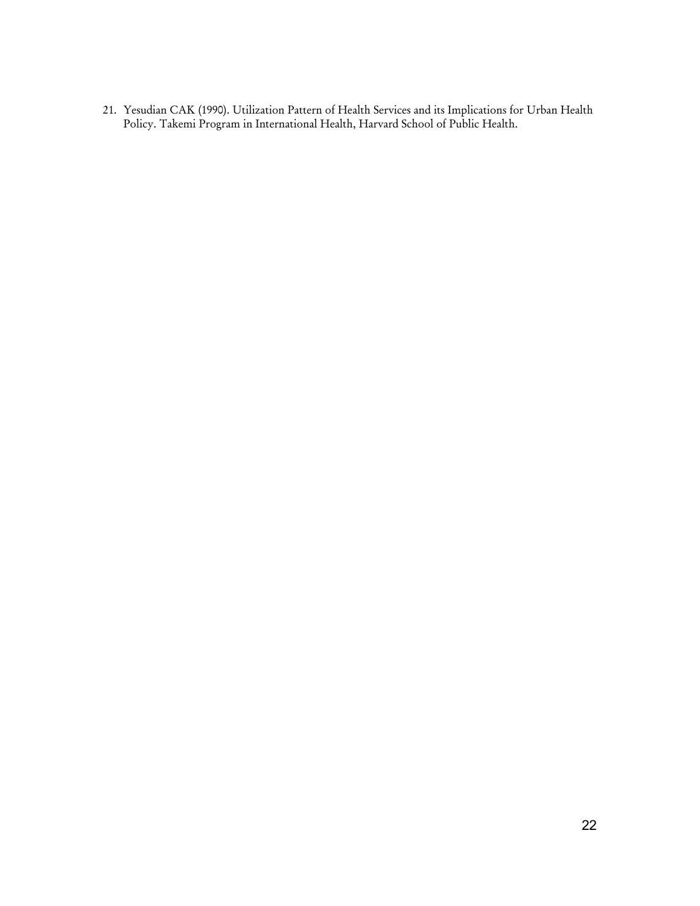21. Yesudian CAK (1990). Utilization Pattern of Health Services and its Implications for Urban Health Policy. Takemi Program in International Health, Harvard School of Public Health.